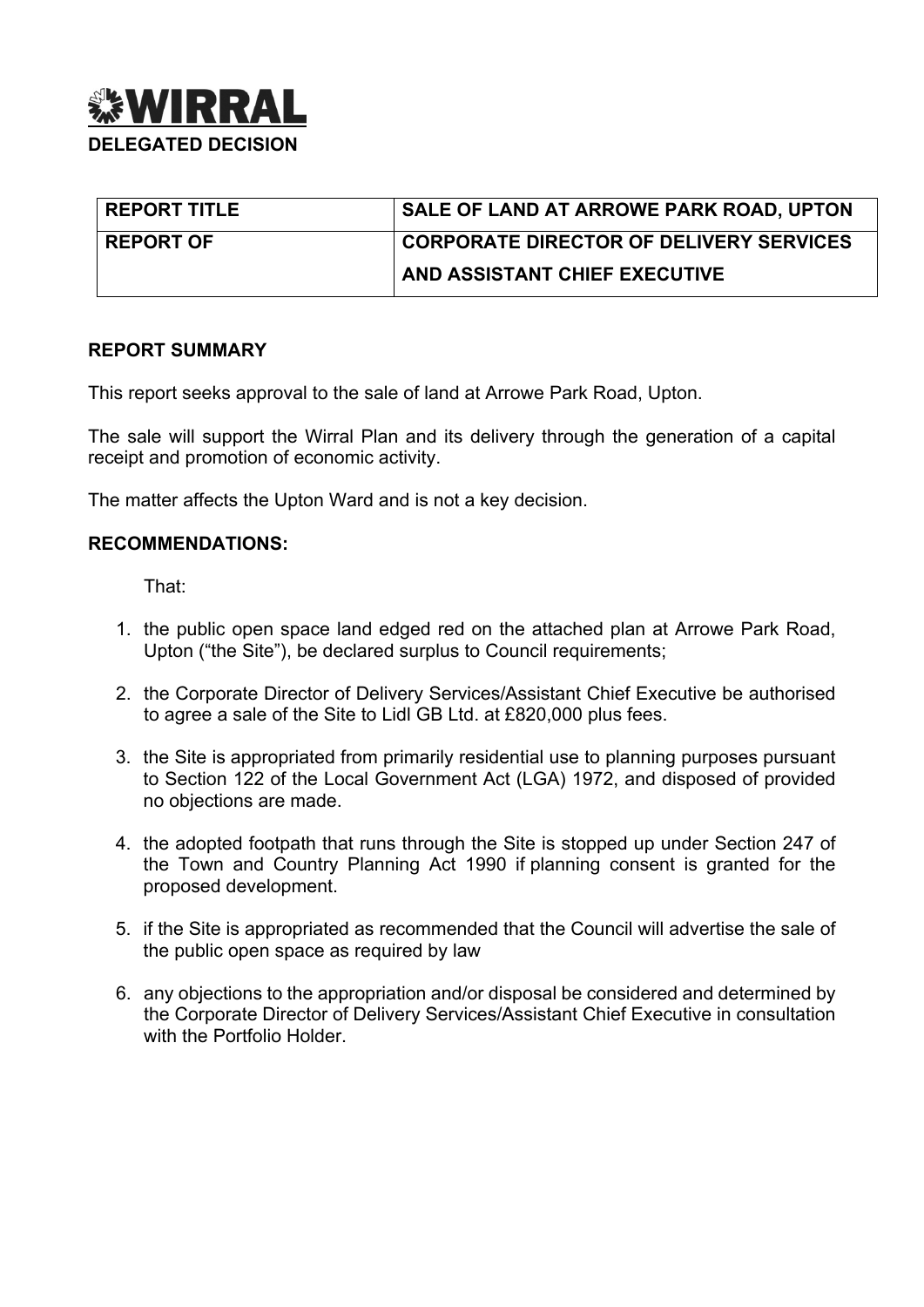# WIRRAL

**DELEGATED DECISION**

| REPORT TITLE | SALE OF LAND AT ARROWE PARK ROAD, UPTON |
|---|---|
| REPORT OF | CORPORATE DIRECTOR OF DELIVERY SERVICES AND ASSISTANT CHIEF EXECUTIVE |

**REPORT SUMMARY**

This report seeks approval to the sale of land at Arrowe Park Road, Upton.

The sale will support the Wirral Plan and its delivery through the generation of a capital receipt and promotion of economic activity.

The matter affects the Upton Ward and is not a key decision.

**RECOMMENDATIONS:**

That:

1. the public open space land edged red on the attached plan at Arrowe Park Road, Upton ("the Site"), be declared surplus to Council requirements;
2. the Corporate Director of Delivery Services/Assistant Chief Executive be authorised to agree a sale of the Site to Lidl GB Ltd. at £820,000 plus fees.
3. the Site is appropriated from primarily residential use to planning purposes pursuant to Section 122 of the Local Government Act (LGA) 1972, and disposed of provided no objections are made.
4. the adopted footpath that runs through the Site is stopped up under Section 247 of the Town and Country Planning Act 1990 if planning consent is granted for the proposed development.
5. if the Site is appropriated as recommended that the Council will advertise the sale of the public open space as required by law
6. any objections to the appropriation and/or disposal be considered and determined by the Corporate Director of Delivery Services/Assistant Chief Executive in consultation with the Portfolio Holder.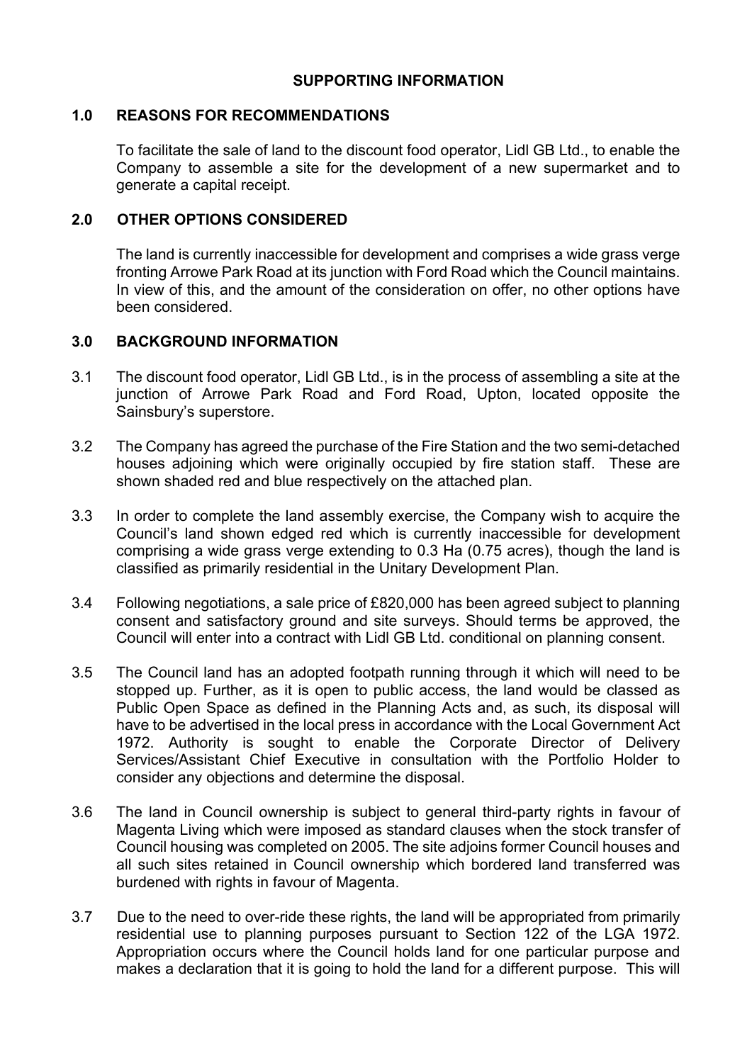## SUPPORTING INFORMATION

### 1.0 REASONS FOR RECOMMENDATIONS

To facilitate the sale of land to the discount food operator, Lidl GB Ltd., to enable the Company to assemble a site for the development of a new supermarket and to generate a capital receipt.

### 2.0 OTHER OPTIONS CONSIDERED

The land is currently inaccessible for development and comprises a wide grass verge fronting Arrowe Park Road at its junction with Ford Road which the Council maintains. In view of this, and the amount of the consideration on offer, no other options have been considered.

### 3.0 BACKGROUND INFORMATION

3.1 The discount food operator, Lidl GB Ltd., is in the process of assembling a site at the junction of Arrowe Park Road and Ford Road, Upton, located opposite the Sainsbury's superstore.

3.2 The Company has agreed the purchase of the Fire Station and the two semi-detached houses adjoining which were originally occupied by fire station staff. These are shown shaded red and blue respectively on the attached plan.

3.3 In order to complete the land assembly exercise, the Company wish to acquire the Council's land shown edged red which is currently inaccessible for development comprising a wide grass verge extending to 0.3 Ha (0.75 acres), though the land is classified as primarily residential in the Unitary Development Plan.

3.4 Following negotiations, a sale price of £820,000 has been agreed subject to planning consent and satisfactory ground and site surveys. Should terms be approved, the Council will enter into a contract with Lidl GB Ltd. conditional on planning consent.

3.5 The Council land has an adopted footpath running through it which will need to be stopped up. Further, as it is open to public access, the land would be classed as Public Open Space as defined in the Planning Acts and, as such, its disposal will have to be advertised in the local press in accordance with the Local Government Act 1972. Authority is sought to enable the Corporate Director of Delivery Services/Assistant Chief Executive in consultation with the Portfolio Holder to consider any objections and determine the disposal.

3.6 The land in Council ownership is subject to general third-party rights in favour of Magenta Living which were imposed as standard clauses when the stock transfer of Council housing was completed on 2005. The site adjoins former Council houses and all such sites retained in Council ownership which bordered land transferred was burdened with rights in favour of Magenta.

3.7 Due to the need to over-ride these rights, the land will be appropriated from primarily residential use to planning purposes pursuant to Section 122 of the LGA 1972. Appropriation occurs where the Council holds land for one particular purpose and makes a declaration that it is going to hold the land for a different purpose. This will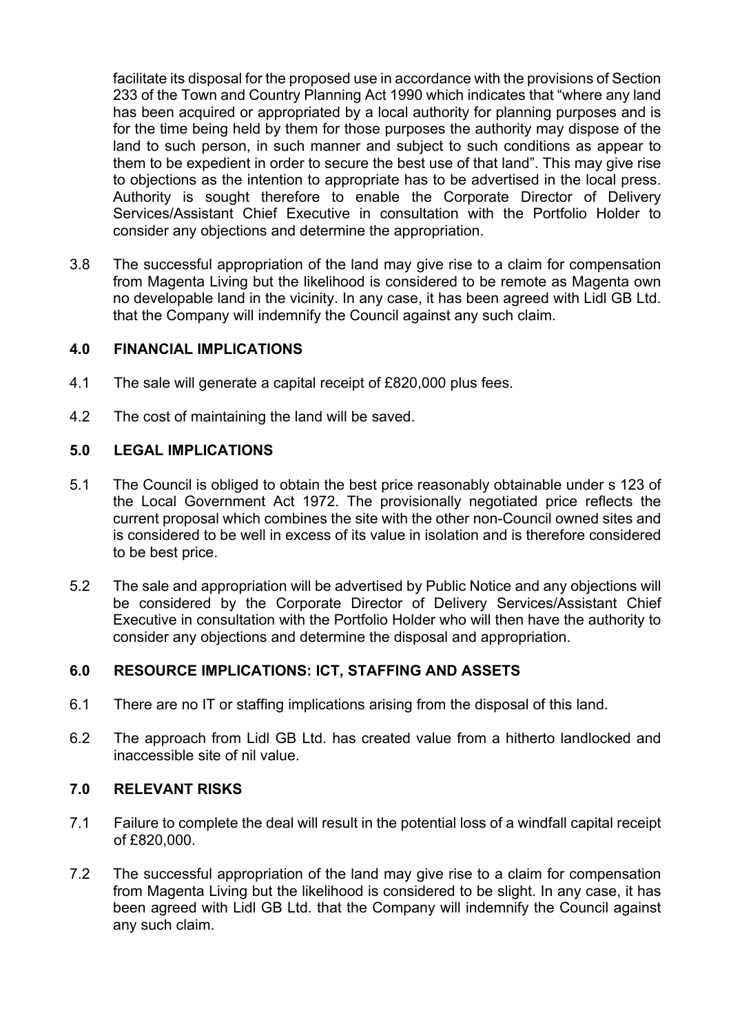facilitate its disposal for the proposed use in accordance with the provisions of Section 233 of the Town and Country Planning Act 1990 which indicates that "where any land has been acquired or appropriated by a local authority for planning purposes and is for the time being held by them for those purposes the authority may dispose of the land to such person, in such manner and subject to such conditions as appear to them to be expedient in order to secure the best use of that land". This may give rise to objections as the intention to appropriate has to be advertised in the local press. Authority is sought therefore to enable the Corporate Director of Delivery Services/Assistant Chief Executive in consultation with the Portfolio Holder to consider any objections and determine the appropriation.

3.8 The successful appropriation of the land may give rise to a claim for compensation from Magenta Living but the likelihood is considered to be remote as Magenta own no developable land in the vicinity. In any case, it has been agreed with Lidl GB Ltd. that the Company will indemnify the Council against any such claim.

## 4.0 FINANCIAL IMPLICATIONS

4.1 The sale will generate a capital receipt of £820,000 plus fees.

4.2 The cost of maintaining the land will be saved.

## 5.0 LEGAL IMPLICATIONS

5.1 The Council is obliged to obtain the best price reasonably obtainable under s 123 of the Local Government Act 1972. The provisionally negotiated price reflects the current proposal which combines the site with the other non-Council owned sites and is considered to be well in excess of its value in isolation and is therefore considered to be best price.

5.2 The sale and appropriation will be advertised by Public Notice and any objections will be considered by the Corporate Director of Delivery Services/Assistant Chief Executive in consultation with the Portfolio Holder who will then have the authority to consider any objections and determine the disposal and appropriation.

## 6.0 RESOURCE IMPLICATIONS: ICT, STAFFING AND ASSETS

6.1 There are no IT or staffing implications arising from the disposal of this land.

6.2 The approach from Lidl GB Ltd. has created value from a hitherto landlocked and inaccessible site of nil value.

## 7.0 RELEVANT RISKS

7.1 Failure to complete the deal will result in the potential loss of a windfall capital receipt of £820,000.

7.2 The successful appropriation of the land may give rise to a claim for compensation from Magenta Living but the likelihood is considered to be slight. In any case, it has been agreed with Lidl GB Ltd. that the Company will indemnify the Council against any such claim.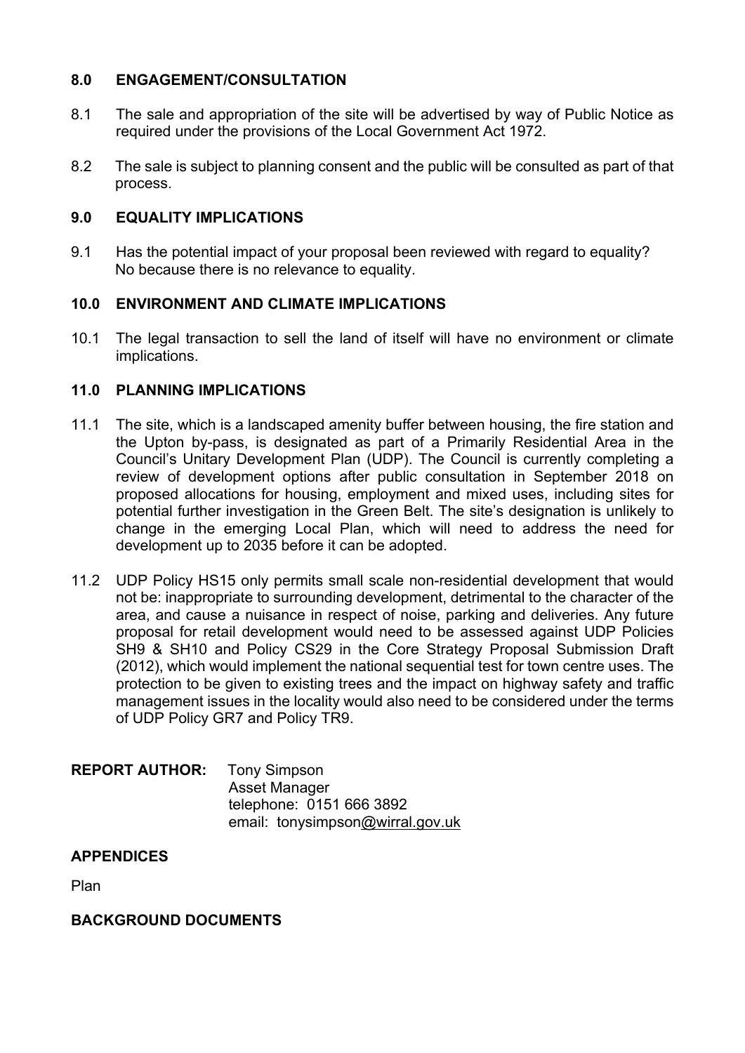## 8.0 ENGAGEMENT/CONSULTATION

8.1 The sale and appropriation of the site will be advertised by way of Public Notice as required under the provisions of the Local Government Act 1972.

8.2 The sale is subject to planning consent and the public will be consulted as part of that process.

## 9.0 EQUALITY IMPLICATIONS

9.1 Has the potential impact of your proposal been reviewed with regard to equality? No because there is no relevance to equality.

## 10.0 ENVIRONMENT AND CLIMATE IMPLICATIONS

10.1 The legal transaction to sell the land of itself will have no environment or climate implications.

## 11.0 PLANNING IMPLICATIONS

11.1 The site, which is a landscaped amenity buffer between housing, the fire station and the Upton by-pass, is designated as part of a Primarily Residential Area in the Council's Unitary Development Plan (UDP). The Council is currently completing a review of development options after public consultation in September 2018 on proposed allocations for housing, employment and mixed uses, including sites for potential further investigation in the Green Belt. The site's designation is unlikely to change in the emerging Local Plan, which will need to address the need for development up to 2035 before it can be adopted.

11.2 UDP Policy HS15 only permits small scale non-residential development that would not be: inappropriate to surrounding development, detrimental to the character of the area, and cause a nuisance in respect of noise, parking and deliveries. Any future proposal for retail development would need to be assessed against UDP Policies SH9 & SH10 and Policy CS29 in the Core Strategy Proposal Submission Draft (2012), which would implement the national sequential test for town centre uses. The protection to be given to existing trees and the impact on highway safety and traffic management issues in the locality would also need to be considered under the terms of UDP Policy GR7 and Policy TR9.

**REPORT AUTHOR:** Tony Simpson
Asset Manager
telephone: 0151 666 3892
email: tonysimpson@wirral.gov.uk

## APPENDICES

Plan

## BACKGROUND DOCUMENTS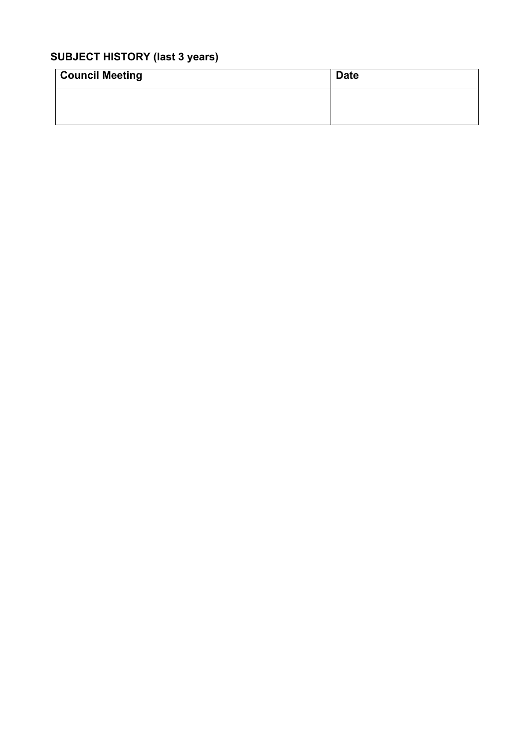**SUBJECT HISTORY (last 3 years)**

| Council Meeting | Date |
| --- | --- |
| | |